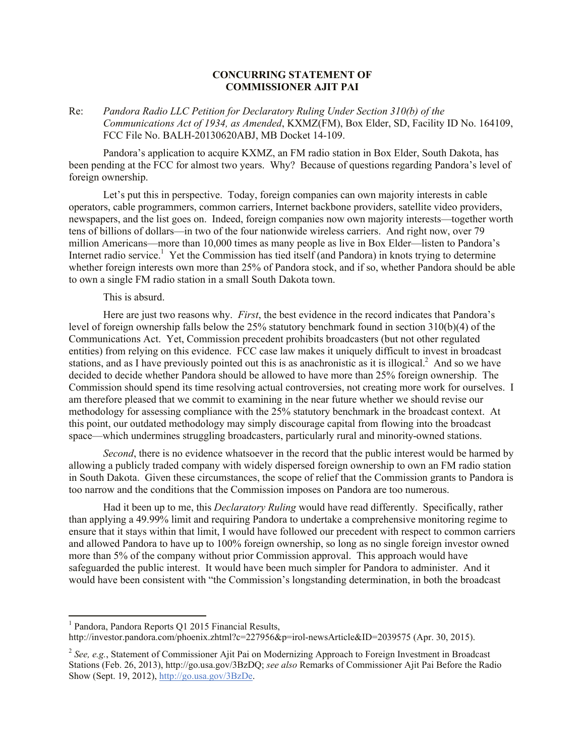**CONCURRING STATEMENT OF**
**COMMISSIONER AJIT PAI**

Re: *Pandora Radio LLC Petition for Declaratory Ruling Under Section 310(b) of the Communications Act of 1934, as Amended*, KXMZ(FM), Box Elder, SD, Facility ID No. 164109, FCC File No. BALH-20130620ABJ, MB Docket 14-109.

Pandora's application to acquire KXMZ, an FM radio station in Box Elder, South Dakota, has been pending at the FCC for almost two years. Why? Because of questions regarding Pandora's level of foreign ownership.

Let's put this in perspective. Today, foreign companies can own majority interests in cable operators, cable programmers, common carriers, Internet backbone providers, satellite video providers, newspapers, and the list goes on. Indeed, foreign companies now own majority interests—together worth tens of billions of dollars—in two of the four nationwide wireless carriers. And right now, over 79 million Americans—more than 10,000 times as many people as live in Box Elder—listen to Pandora's Internet radio service.[1] Yet the Commission has tied itself (and Pandora) in knots trying to determine whether foreign interests own more than 25% of Pandora stock, and if so, whether Pandora should be able to own a single FM radio station in a small South Dakota town.

This is absurd.

Here are just two reasons why. *First*, the best evidence in the record indicates that Pandora's level of foreign ownership falls below the 25% statutory benchmark found in section 310(b)(4) of the Communications Act. Yet, Commission precedent prohibits broadcasters (but not other regulated entities) from relying on this evidence. FCC case law makes it uniquely difficult to invest in broadcast stations, and as I have previously pointed out this is as anachronistic as it is illogical.[2] And so we have decided to decide whether Pandora should be allowed to have more than 25% foreign ownership. The Commission should spend its time resolving actual controversies, not creating more work for ourselves. I am therefore pleased that we commit to examining in the near future whether we should revise our methodology for assessing compliance with the 25% statutory benchmark in the broadcast context. At this point, our outdated methodology may simply discourage capital from flowing into the broadcast space—which undermines struggling broadcasters, particularly rural and minority-owned stations.

*Second*, there is no evidence whatsoever in the record that the public interest would be harmed by allowing a publicly traded company with widely dispersed foreign ownership to own an FM radio station in South Dakota. Given these circumstances, the scope of relief that the Commission grants to Pandora is too narrow and the conditions that the Commission imposes on Pandora are too numerous.

Had it been up to me, this *Declaratory Ruling* would have read differently. Specifically, rather than applying a 49.99% limit and requiring Pandora to undertake a comprehensive monitoring regime to ensure that it stays within that limit, I would have followed our precedent with respect to common carriers and allowed Pandora to have up to 100% foreign ownership, so long as no single foreign investor owned more than 5% of the company without prior Commission approval. This approach would have safeguarded the public interest. It would have been much simpler for Pandora to administer. And it would have been consistent with "the Commission's longstanding determination, in both the broadcast

---

[1] Pandora, Pandora Reports Q1 2015 Financial Results, http://investor.pandora.com/phoenix.zhtml?c=227956&p=irol-newsArticle&ID=2039575 (Apr. 30, 2015).

[2] *See, e.g.*, Statement of Commissioner Ajit Pai on Modernizing Approach to Foreign Investment in Broadcast Stations (Feb. 26, 2013), http://go.usa.gov/3BzDQ; *see also* Remarks of Commissioner Ajit Pai Before the Radio Show (Sept. 19, 2012), http://go.usa.gov/3BzDe.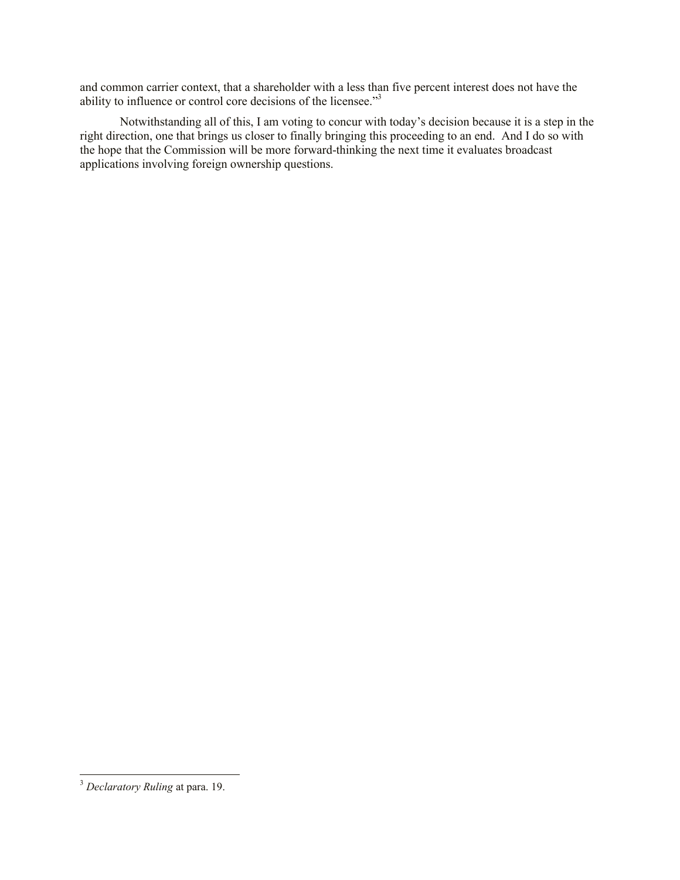and common carrier context, that a shareholder with a less than five percent interest does not have the ability to influence or control core decisions of the licensee."[3]

Notwithstanding all of this, I am voting to concur with today's decision because it is a step in the right direction, one that brings us closer to finally bringing this proceeding to an end. And I do so with the hope that the Commission will be more forward-thinking the next time it evaluates broadcast applications involving foreign ownership questions.

---

[3] *Declaratory Ruling* at para. 19.